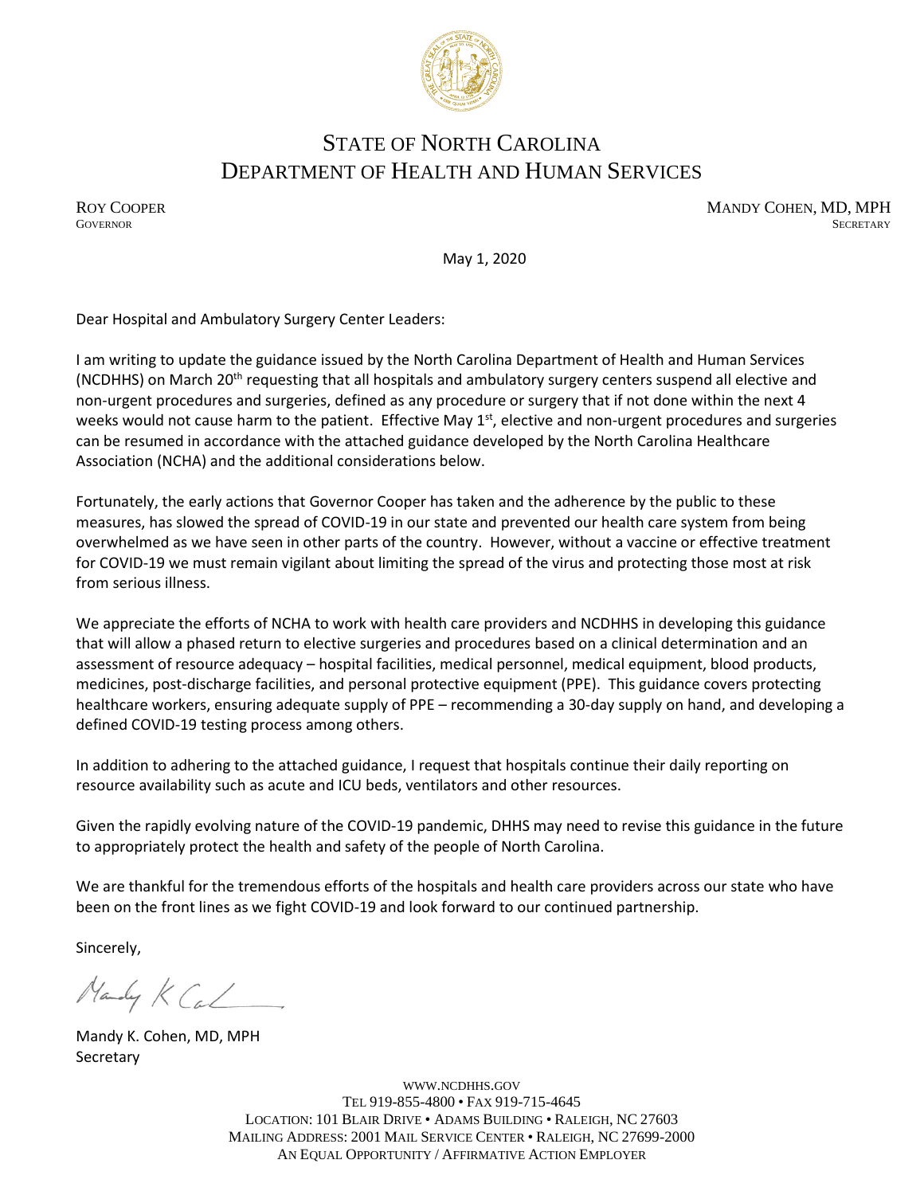# STATE OF NORTH CAROLINA
# DEPARTMENT OF HEALTH AND HUMAN SERVICES

ROY COOPER
GOVERNOR

MANDY COHEN, MD, MPH
SECRETARY

May 1, 2020

Dear Hospital and Ambulatory Surgery Center Leaders:

I am writing to update the guidance issued by the North Carolina Department of Health and Human Services (NCDHHS) on March 20th requesting that all hospitals and ambulatory surgery centers suspend all elective and non-urgent procedures and surgeries, defined as any procedure or surgery that if not done within the next 4 weeks would not cause harm to the patient. Effective May 1st, elective and non-urgent procedures and surgeries can be resumed in accordance with the attached guidance developed by the North Carolina Healthcare Association (NCHA) and the additional considerations below.

Fortunately, the early actions that Governor Cooper has taken and the adherence by the public to these measures, has slowed the spread of COVID-19 in our state and prevented our health care system from being overwhelmed as we have seen in other parts of the country. However, without a vaccine or effective treatment for COVID-19 we must remain vigilant about limiting the spread of the virus and protecting those most at risk from serious illness.

We appreciate the efforts of NCHA to work with health care providers and NCDHHS in developing this guidance that will allow a phased return to elective surgeries and procedures based on a clinical determination and an assessment of resource adequacy – hospital facilities, medical personnel, medical equipment, blood products, medicines, post-discharge facilities, and personal protective equipment (PPE). This guidance covers protecting healthcare workers, ensuring adequate supply of PPE – recommending a 30-day supply on hand, and developing a defined COVID-19 testing process among others.

In addition to adhering to the attached guidance, I request that hospitals continue their daily reporting on resource availability such as acute and ICU beds, ventilators and other resources.

Given the rapidly evolving nature of the COVID-19 pandemic, DHHS may need to revise this guidance in the future to appropriately protect the health and safety of the people of North Carolina.

We are thankful for the tremendous efforts of the hospitals and health care providers across our state who have been on the front lines as we fight COVID-19 and look forward to our continued partnership.

Sincerely,

Mandy K Cohen

Mandy K. Cohen, MD, MPH
Secretary

WWW.NCDHHS.GOV
TEL 919-855-4800 • FAX 919-715-4645
LOCATION: 101 BLAIR DRIVE • ADAMS BUILDING • RALEIGH, NC 27603
MAILING ADDRESS: 2001 MAIL SERVICE CENTER • RALEIGH, NC 27699-2000
AN EQUAL OPPORTUNITY / AFFIRMATIVE ACTION EMPLOYER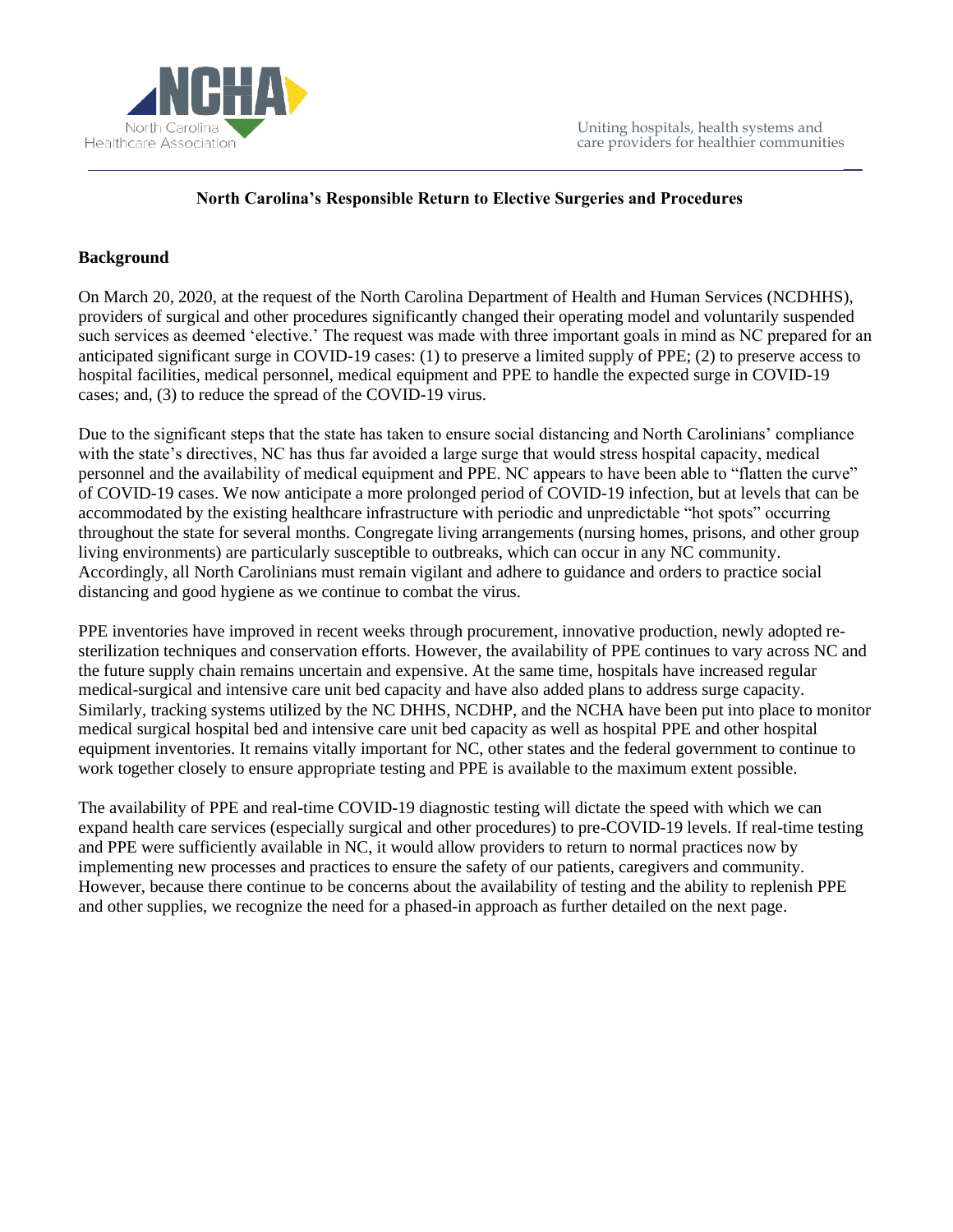**North Carolina's Responsible Return to Elective Surgeries and Procedures**

## Background

On March 20, 2020, at the request of the North Carolina Department of Health and Human Services (NCDHHS), providers of surgical and other procedures significantly changed their operating model and voluntarily suspended such services as deemed 'elective.' The request was made with three important goals in mind as NC prepared for an anticipated significant surge in COVID-19 cases: (1) to preserve a limited supply of PPE; (2) to preserve access to hospital facilities, medical personnel, medical equipment and PPE to handle the expected surge in COVID-19 cases; and, (3) to reduce the spread of the COVID-19 virus.

Due to the significant steps that the state has taken to ensure social distancing and North Carolinians' compliance with the state's directives, NC has thus far avoided a large surge that would stress hospital capacity, medical personnel and the availability of medical equipment and PPE. NC appears to have been able to "flatten the curve" of COVID-19 cases. We now anticipate a more prolonged period of COVID-19 infection, but at levels that can be accommodated by the existing healthcare infrastructure with periodic and unpredictable "hot spots" occurring throughout the state for several months. Congregate living arrangements (nursing homes, prisons, and other group living environments) are particularly susceptible to outbreaks, which can occur in any NC community. Accordingly, all North Carolinians must remain vigilant and adhere to guidance and orders to practice social distancing and good hygiene as we continue to combat the virus.

PPE inventories have improved in recent weeks through procurement, innovative production, newly adopted re-sterilization techniques and conservation efforts. However, the availability of PPE continues to vary across NC and the future supply chain remains uncertain and expensive. At the same time, hospitals have increased regular medical-surgical and intensive care unit bed capacity and have also added plans to address surge capacity. Similarly, tracking systems utilized by the NC DHHS, NCDHP, and the NCHA have been put into place to monitor medical surgical hospital bed and intensive care unit bed capacity as well as hospital PPE and other hospital equipment inventories. It remains vitally important for NC, other states and the federal government to continue to work together closely to ensure appropriate testing and PPE is available to the maximum extent possible.

The availability of PPE and real-time COVID-19 diagnostic testing will dictate the speed with which we can expand health care services (especially surgical and other procedures) to pre-COVID-19 levels. If real-time testing and PPE were sufficiently available in NC, it would allow providers to return to normal practices now by implementing new processes and practices to ensure the safety of our patients, caregivers and community. However, because there continue to be concerns about the availability of testing and the ability to replenish PPE and other supplies, we recognize the need for a phased-in approach as further detailed on the next page.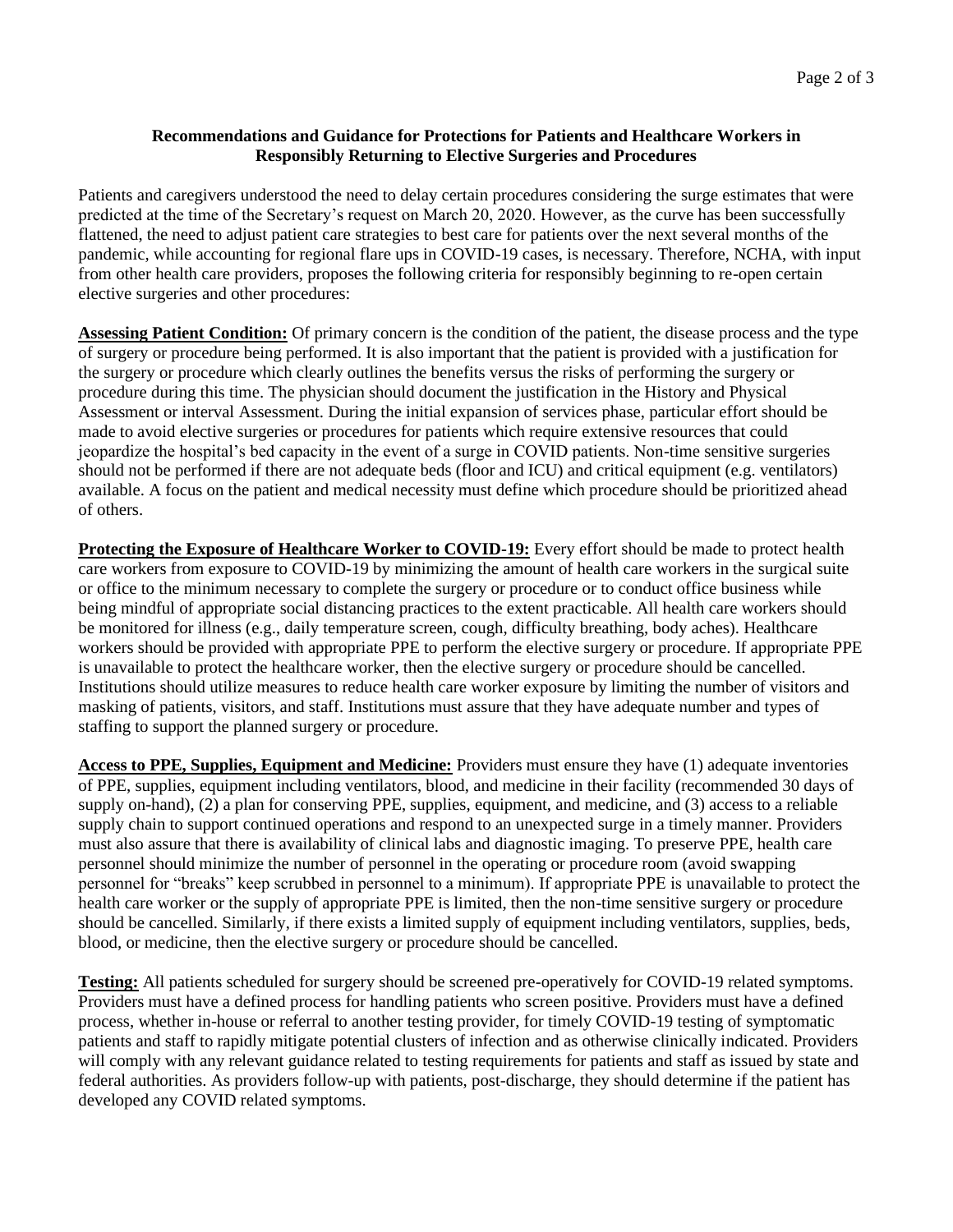**Recommendations and Guidance for Protections for Patients and Healthcare Workers in Responsibly Returning to Elective Surgeries and Procedures**

Patients and caregivers understood the need to delay certain procedures considering the surge estimates that were predicted at the time of the Secretary's request on March 20, 2020. However, as the curve has been successfully flattened, the need to adjust patient care strategies to best care for patients over the next several months of the pandemic, while accounting for regional flare ups in COVID-19 cases, is necessary. Therefore, NCHA, with input from other health care providers, proposes the following criteria for responsibly beginning to re-open certain elective surgeries and other procedures:

**Assessing Patient Condition:** Of primary concern is the condition of the patient, the disease process and the type of surgery or procedure being performed. It is also important that the patient is provided with a justification for the surgery or procedure which clearly outlines the benefits versus the risks of performing the surgery or procedure during this time. The physician should document the justification in the History and Physical Assessment or interval Assessment. During the initial expansion of services phase, particular effort should be made to avoid elective surgeries or procedures for patients which require extensive resources that could jeopardize the hospital's bed capacity in the event of a surge in COVID patients. Non-time sensitive surgeries should not be performed if there are not adequate beds (floor and ICU) and critical equipment (e.g. ventilators) available. A focus on the patient and medical necessity must define which procedure should be prioritized ahead of others.

**Protecting the Exposure of Healthcare Worker to COVID-19:** Every effort should be made to protect health care workers from exposure to COVID-19 by minimizing the amount of health care workers in the surgical suite or office to the minimum necessary to complete the surgery or procedure or to conduct office business while being mindful of appropriate social distancing practices to the extent practicable. All health care workers should be monitored for illness (e.g., daily temperature screen, cough, difficulty breathing, body aches). Healthcare workers should be provided with appropriate PPE to perform the elective surgery or procedure. If appropriate PPE is unavailable to protect the healthcare worker, then the elective surgery or procedure should be cancelled. Institutions should utilize measures to reduce health care worker exposure by limiting the number of visitors and masking of patients, visitors, and staff. Institutions must assure that they have adequate number and types of staffing to support the planned surgery or procedure.

**Access to PPE, Supplies, Equipment and Medicine:** Providers must ensure they have (1) adequate inventories of PPE, supplies, equipment including ventilators, blood, and medicine in their facility (recommended 30 days of supply on-hand), (2) a plan for conserving PPE, supplies, equipment, and medicine, and (3) access to a reliable supply chain to support continued operations and respond to an unexpected surge in a timely manner. Providers must also assure that there is availability of clinical labs and diagnostic imaging. To preserve PPE, health care personnel should minimize the number of personnel in the operating or procedure room (avoid swapping personnel for "breaks" keep scrubbed in personnel to a minimum). If appropriate PPE is unavailable to protect the health care worker or the supply of appropriate PPE is limited, then the non-time sensitive surgery or procedure should be cancelled. Similarly, if there exists a limited supply of equipment including ventilators, supplies, beds, blood, or medicine, then the elective surgery or procedure should be cancelled.

**Testing:** All patients scheduled for surgery should be screened pre-operatively for COVID-19 related symptoms. Providers must have a defined process for handling patients who screen positive. Providers must have a defined process, whether in-house or referral to another testing provider, for timely COVID-19 testing of symptomatic patients and staff to rapidly mitigate potential clusters of infection and as otherwise clinically indicated. Providers will comply with any relevant guidance related to testing requirements for patients and staff as issued by state and federal authorities. As providers follow-up with patients, post-discharge, they should determine if the patient has developed any COVID related symptoms.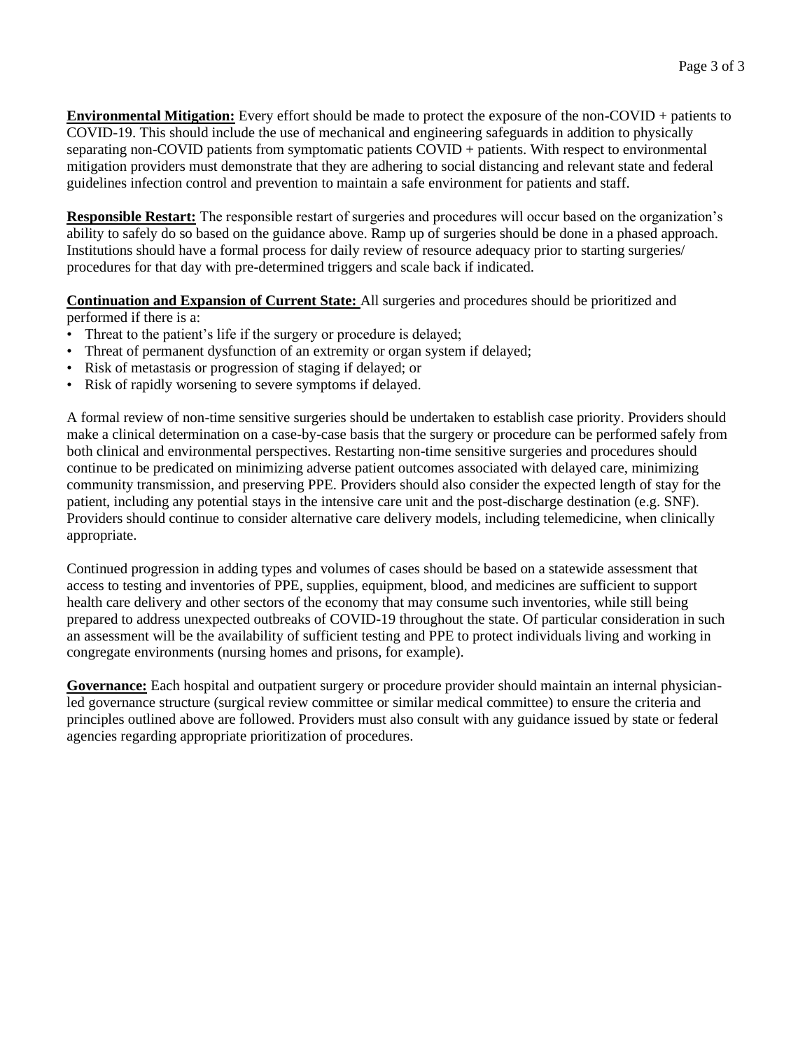**Environmental Mitigation:** Every effort should be made to protect the exposure of the non-COVID + patients to COVID-19. This should include the use of mechanical and engineering safeguards in addition to physically separating non-COVID patients from symptomatic patients COVID + patients. With respect to environmental mitigation providers must demonstrate that they are adhering to social distancing and relevant state and federal guidelines infection control and prevention to maintain a safe environment for patients and staff.

**Responsible Restart:** The responsible restart of surgeries and procedures will occur based on the organization's ability to safely do so based on the guidance above. Ramp up of surgeries should be done in a phased approach. Institutions should have a formal process for daily review of resource adequacy prior to starting surgeries/ procedures for that day with pre-determined triggers and scale back if indicated.

**Continuation and Expansion of Current State:** All surgeries and procedures should be prioritized and performed if there is a:

- Threat to the patient's life if the surgery or procedure is delayed;
- Threat of permanent dysfunction of an extremity or organ system if delayed;
- Risk of metastasis or progression of staging if delayed; or
- Risk of rapidly worsening to severe symptoms if delayed.

A formal review of non-time sensitive surgeries should be undertaken to establish case priority. Providers should make a clinical determination on a case-by-case basis that the surgery or procedure can be performed safely from both clinical and environmental perspectives. Restarting non-time sensitive surgeries and procedures should continue to be predicated on minimizing adverse patient outcomes associated with delayed care, minimizing community transmission, and preserving PPE. Providers should also consider the expected length of stay for the patient, including any potential stays in the intensive care unit and the post-discharge destination (e.g. SNF). Providers should continue to consider alternative care delivery models, including telemedicine, when clinically appropriate.

Continued progression in adding types and volumes of cases should be based on a statewide assessment that access to testing and inventories of PPE, supplies, equipment, blood, and medicines are sufficient to support health care delivery and other sectors of the economy that may consume such inventories, while still being prepared to address unexpected outbreaks of COVID-19 throughout the state. Of particular consideration in such an assessment will be the availability of sufficient testing and PPE to protect individuals living and working in congregate environments (nursing homes and prisons, for example).

**Governance:** Each hospital and outpatient surgery or procedure provider should maintain an internal physician-led governance structure (surgical review committee or similar medical committee) to ensure the criteria and principles outlined above are followed. Providers must also consult with any guidance issued by state or federal agencies regarding appropriate prioritization of procedures.